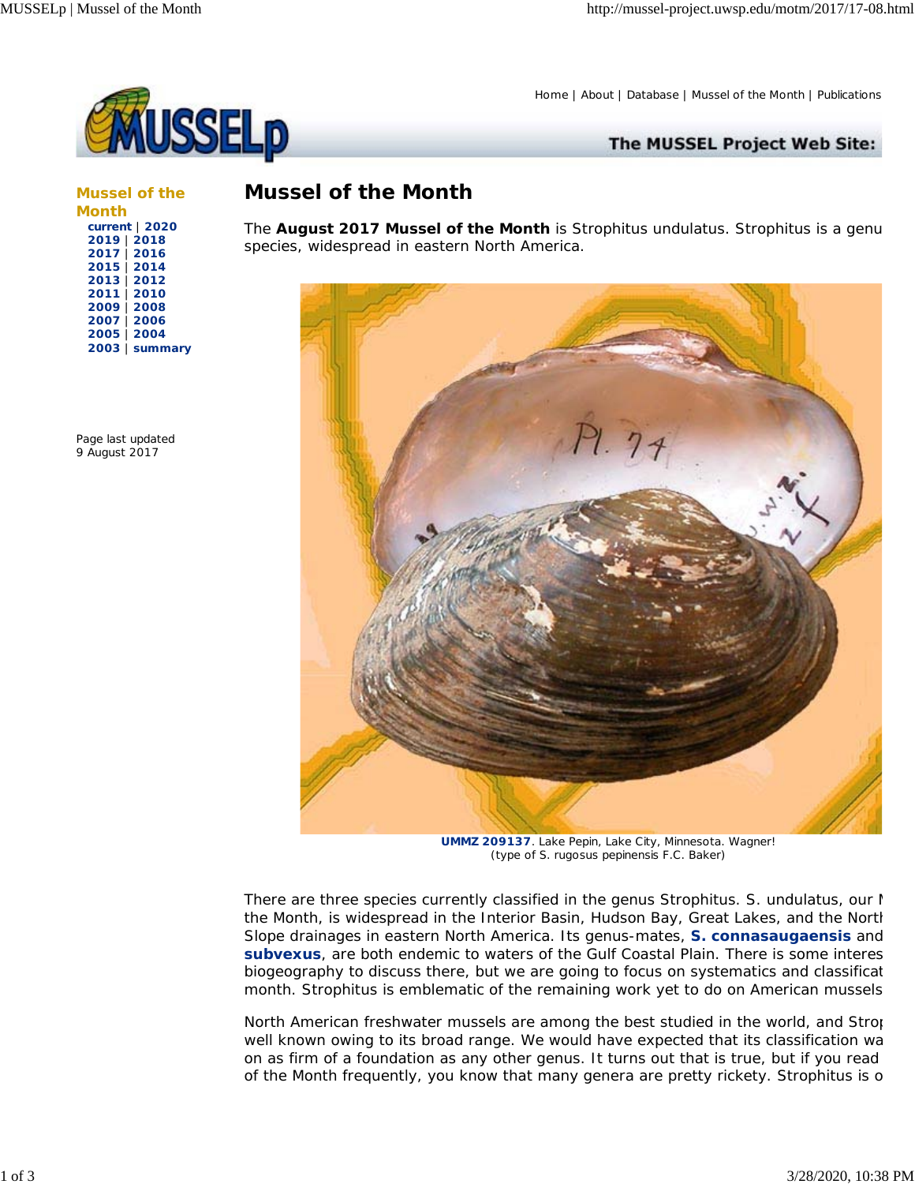Home | About | Database | Mussel of the Month | Publications

The MUSSEL Project Web Site:

**Mussel of the Month**

**current** | **2020**
**2019** | **2018**
**2017** | **2016**
**2015** | **2014**
**2013** | **2012**
**2011** | **2010**
**2009** | **2008**
**2007** | **2006**
**2005** | **2004**
**2003** | **summary**

Page last updated
9 August 2017

# Mussel of the Month

The **August 2017 Mussel of the Month** is Strophitus undulatus. Strophitus is a genu species, widespread in eastern North America.

**UMMZ 209137**. Lake Pepin, Lake City, Minnesota. Wagner!
(type of S. rugosus pepinensis F.C. Baker)

There are three species currently classified in the genus Strophitus. S. undulatus, our M the Month, is widespread in the Interior Basin, Hudson Bay, Great Lakes, and the North Slope drainages in eastern North America. Its genus-mates, **S. connasaugaensis** and **subvexus**, are both endemic to waters of the Gulf Coastal Plain. There is some interes biogeography to discuss there, but we are going to focus on systematics and classificat month. Strophitus is emblematic of the remaining work yet to do on American mussels

North American freshwater mussels are among the best studied in the world, and Strop well known owing to its broad range. We would have expected that its classification wa on as firm of a foundation as any other genus. It turns out that is true, but if you read of the Month frequently, you know that many genera are pretty rickety. Strophitus is o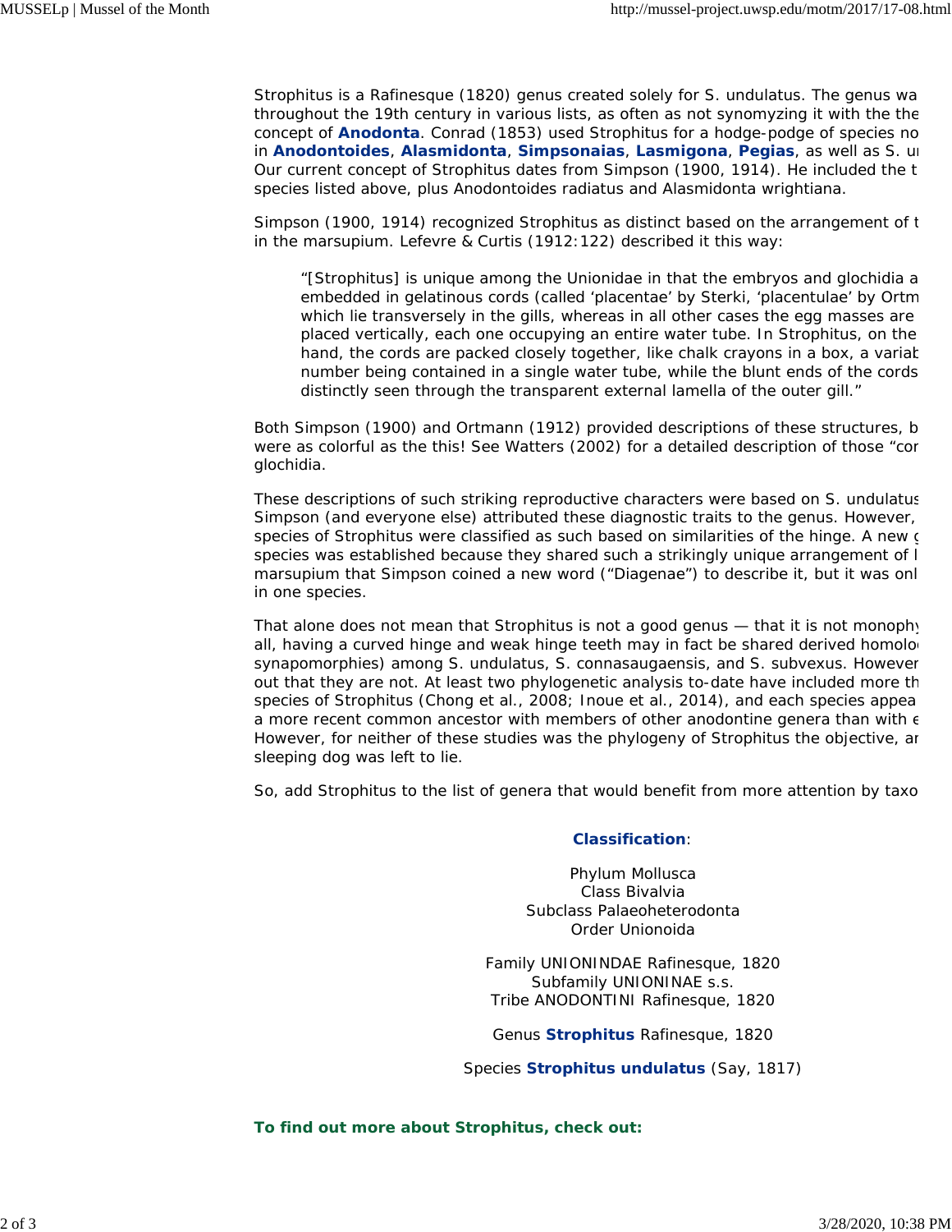Strophitus is a Rafinesque (1820) genus created solely for S. undulatus. The genus wa throughout the 19th century in various lists, as often as not synomyzing it with the the concept of **Anodonta**. Conrad (1853) used Strophitus for a hodge-podge of species no in **Anodontoides**, **Alasmidonta**, **Simpsonaias**, **Lasmigona**, **Pegias**, as well as S. u Our current concept of Strophitus dates from Simpson (1900, 1914). He included the t species listed above, plus Anodontoides radiatus and Alasmidonta wrightiana.

Simpson (1900, 1914) recognized Strophitus as distinct based on the arrangement of t in the marsupium. Lefevre & Curtis (1912:122) described it this way:

> "[Strophitus] is unique among the Unionidae in that the embryos and glochidia a embedded in gelatinous cords (called 'placentae' by Sterki, 'placentulae' by Ortm which lie transversely in the gills, whereas in all other cases the egg masses are placed vertically, each one occupying an entire water tube. In Strophitus, on the hand, the cords are packed closely together, like chalk crayons in a box, a variab number being contained in a single water tube, while the blunt ends of the cords distinctly seen through the transparent external lamella of the outer gill."

Both Simpson (1900) and Ortmann (1912) provided descriptions of these structures, b were as colorful as the this! See Watters (2002) for a detailed description of those "cor glochidia.

These descriptions of such striking reproductive characters were based on S. undulatus Simpson (and everyone else) attributed these diagnostic traits to the genus. However, species of Strophitus were classified as such based on similarities of the hinge. A new g species was established because they shared such a strikingly unique arrangement of l marsupium that Simpson coined a new word ("Diagenae") to describe it, but it was onl in one species.

That alone does not mean that Strophitus is not a good genus — that it is not monophy all, having a curved hinge and weak hinge teeth may in fact be shared derived homolo synapomorphies) among S. undulatus, S. connasaugaensis, and S. subvexus. However out that they are not. At least two phylogenetic analysis to-date have included more th species of Strophitus (Chong et al., 2008; Inoue et al., 2014), and each species appea a more recent common ancestor with members of other anodontine genera than with e However, for neither of these studies was the phylogeny of Strophitus the objective, ar sleeping dog was left to lie.

So, add Strophitus to the list of genera that would benefit from more attention by taxo

**Classification**:

Phylum Mollusca
Class Bivalvia
Subclass Palaeoheterodonta
Order Unionoida

Family UNIONINDAE Rafinesque, 1820
Subfamily UNIONINAE s.s.
Tribe ANODONTINI Rafinesque, 1820

Genus **Strophitus** Rafinesque, 1820

Species **Strophitus undulatus** (Say, 1817)

**To find out more about Strophitus, check out:**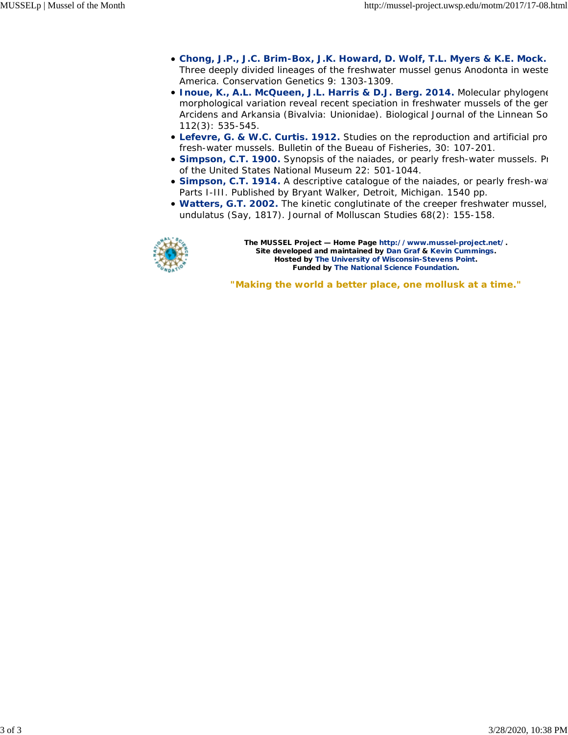- **Chong, J.P., J.C. Brim-Box, J.K. Howard, D. Wolf, T.L. Myers & K.E. Mock.** Three deeply divided lineages of the freshwater mussel genus Anodonta in weste America. Conservation Genetics 9: 1303-1309.
- **Inoue, K., A.L. McQueen, J.L. Harris & D.J. Berg. 2014.** Molecular phylogene morphological variation reveal recent speciation in freshwater mussels of the ger Arcidens and Arkansia (Bivalvia: Unionidae). Biological Journal of the Linnean So 112(3): 535-545.
- **Lefevre, G. & W.C. Curtis. 1912.** Studies on the reproduction and artificial pro fresh-water mussels. Bulletin of the Bueau of Fisheries, 30: 107-201.
- **Simpson, C.T. 1900.** Synopsis of the naiades, or pearly fresh-water mussels. Pr of the United States National Museum 22: 501-1044.
- **Simpson, C.T. 1914.** A descriptive catalogue of the naiades, or pearly fresh-wat Parts I-III. Published by Bryant Walker, Detroit, Michigan. 1540 pp.
- **Watters, G.T. 2002.** The kinetic conglutinate of the creeper freshwater mussel, undulatus (Say, 1817). Journal of Molluscan Studies 68(2): 155-158.

**The MUSSEL Project — Home Page http://www.mussel-project.net/.**
**Site developed and maintained by Dan Graf & Kevin Cummings.**
**Hosted by The University of Wisconsin-Stevens Point.**
**Funded by The National Science Foundation.**

**"Making the world a better place, one mollusk at a time."**